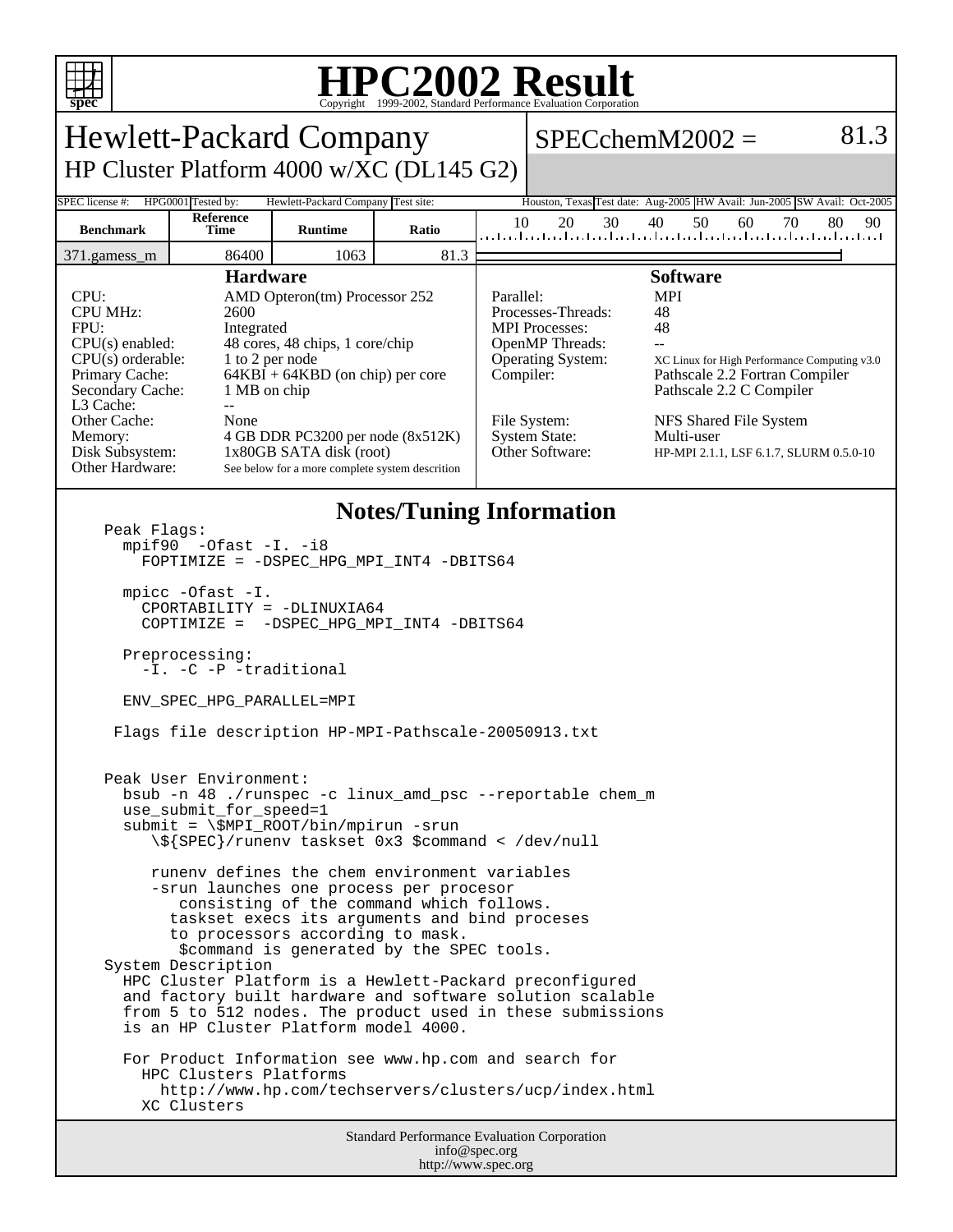# HPC2002 Result

Copyright 1999-2002, Standard Performance Evaluation Corporation

## Hewlett-Packard Company

### HP Cluster Platform 4000 w/XC (DL145 G2)

**SPECchemM2002 = 81.3**

SPEC license #: HPG0001 | Tested by: Hewlett-Packard Company | Test site: Houston, Texas | Test date: Aug-2005 | HW Avail: Jun-2005 | SW Avail: Oct-2005

| Benchmark | Reference Time | Runtime | Ratio |
|---|---|---|---|
| 371.gamess_m | 86400 | 1063 | 81.3 |

### Hardware

| | |
|---|---|
| CPU: | AMD Opteron(tm) Processor 252 |
| CPU MHz: | 2600 |
| FPU: | Integrated |
| CPU(s) enabled: | 48 cores, 48 chips, 1 core/chip |
| CPU(s) orderable: | 1 to 2 per node |
| Primary Cache: | 64KBI + 64KBD (on chip) per core |
| Secondary Cache: | 1 MB on chip |
| L3 Cache: | -- |
| Other Cache: | None |
| Memory: | 4 GB DDR PC3200 per node (8x512K) |
| Disk Subsystem: | 1x80GB SATA disk (root) |
| Other Hardware: | See below for a more complete system descrition |

### Software

| | |
|---|---|
| Parallel: | MPI |
| Processes-Threads: | 48 |
| MPI Processes: | 48 |
| OpenMP Threads: | -- |
| Operating System: | XC Linux for High Performance Computing v3.0 |
| Compiler: | Pathscale 2.2 Fortran Compiler<br>Pathscale 2.2 C Compiler |
| File System: | NFS Shared File System |
| System State: | Multi-user |
| Other Software: | HP-MPI 2.1.1, LSF 6.1.7, SLURM 0.5.0-10 |

### Notes/Tuning Information

```
Peak Flags:
  mpif90  -Ofast -I. -i8
    FOPTIMIZE = -DSPEC_HPG_MPI_INT4 -DBITS64

  mpicc -Ofast -I.
    CPORTABILITY = -DLINUXIA64
    COPTIMIZE =  -DSPEC_HPG_MPI_INT4 -DBITS64

  Preprocessing:
    -I. -C -P -traditional

  ENV_SPEC_HPG_PARALLEL=MPI

 Flags file description HP-MPI-Pathscale-20050913.txt


Peak User Environment:
  bsub -n 48 ./runspec -c linux_amd_psc --reportable chem_m
  use_submit_for_speed=1
  submit = \$MPI_ROOT/bin/mpirun -srun
     \${SPEC}/runenv taskset 0x3 $command < /dev/null

     runenv defines the chem environment variables
     -srun launches one process per procesor
        consisting of the command which follows.
       taskset execs its arguments and bind proceses
       to processors according to mask.
        $command is generated by the SPEC tools.
System Description
  HPC Cluster Platform is a Hewlett-Packard preconfigured
  and factory built hardware and software solution scalable
  from 5 to 512 nodes. The product used in these submissions
  is an HP Cluster Platform model 4000.

  For Product Information see www.hp.com and search for
    HPC Clusters Platforms
      http://www.hp.com/techservers/clusters/ucp/index.html
    XC Clusters
```

Standard Performance Evaluation Corporation
info@spec.org
http://www.spec.org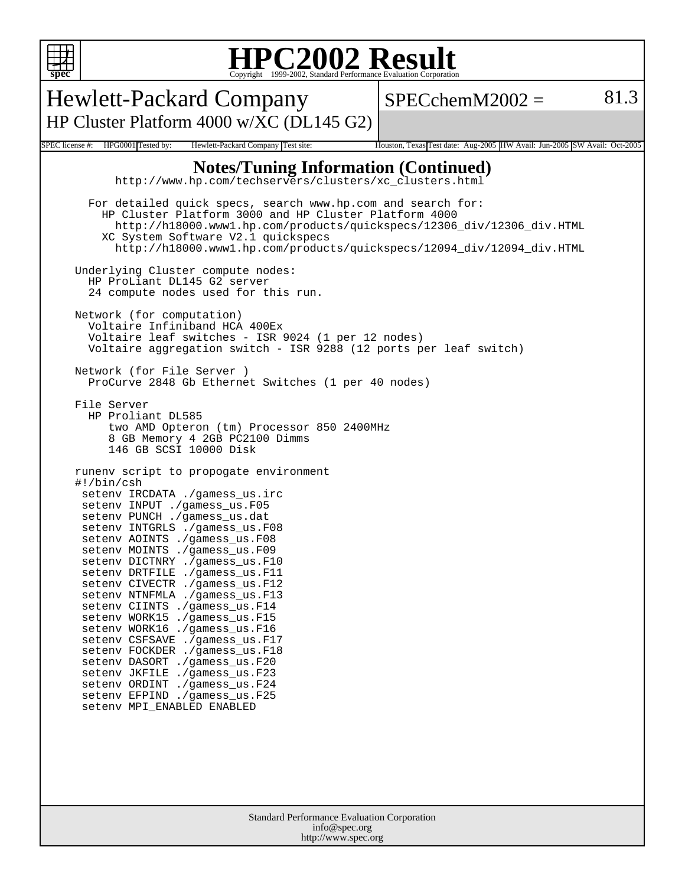# HPC2002 Result

Copyright 1999-2002, Standard Performance Evaluation Corporation

**Hewlett-Packard Company**
**HP Cluster Platform 4000 w/XC (DL145 G2)**

SPECchemM2002 = 81.3

| SPEC license #: | HPG0001 | Tested by: | Hewlett-Packard Company | Test site: | Houston, Texas | Test date: | Aug-2005 | HW Avail: | Jun-2005 | SW Avail: | Oct-2005 |
|---|---|---|---|---|---|---|---|---|---|---|---|

## Notes/Tuning Information (Continued)

```
        http://www.hp.com/techservers/clusters/xc_clusters.html

      For detailed quick specs, search www.hp.com and search for:
        HP Cluster Platform 3000 and HP Cluster Platform 4000
          http://h18000.www1.hp.com/products/quickspecs/12306_div/12306_div.HTML
        XC System Software V2.1 quickspecs
          http://h18000.www1.hp.com/products/quickspecs/12094_div/12094_div.HTML

    Underlying Cluster compute nodes:
      HP ProLiant DL145 G2 server
      24 compute nodes used for this run.

    Network (for computation)
      Voltaire Infiniband HCA 400Ex
      Voltaire leaf switches - ISR 9024 (1 per 12 nodes)
      Voltaire aggregation switch - ISR 9288 (12 ports per leaf switch)

    Network (for File Server )
      ProCurve 2848 Gb Ethernet Switches (1 per 40 nodes)

    File Server
      HP Proliant DL585
         two AMD Opteron (tm) Processor 850 2400MHz
         8 GB Memory 4 2GB PC2100 Dimms
         146 GB SCSI 10000 Disk

    runenv script to propogate environment
    #!/bin/csh
     setenv IRCDATA ./gamess_us.irc
     setenv INPUT ./gamess_us.F05
     setenv PUNCH ./gamess_us.dat
     setenv INTGRLS ./gamess_us.F08
     setenv AOINTS ./gamess_us.F08
     setenv MOINTS ./gamess_us.F09
     setenv DICTNRY ./gamess_us.F10
     setenv DRTFILE ./gamess_us.F11
     setenv CIVECTR ./gamess_us.F12
     setenv NTNFMLA ./gamess_us.F13
     setenv CIINTS ./gamess_us.F14
     setenv WORK15 ./gamess_us.F15
     setenv WORK16 ./gamess_us.F16
     setenv CSFSAVE ./gamess_us.F17
     setenv FOCKDER ./gamess_us.F18
     setenv DASORT ./gamess_us.F20
     setenv JKFILE ./gamess_us.F23
     setenv ORDINT ./gamess_us.F24
     setenv EFPIND ./gamess_us.F25
     setenv MPI_ENABLED ENABLED
```

Standard Performance Evaluation Corporation
info@spec.org
http://www.spec.org